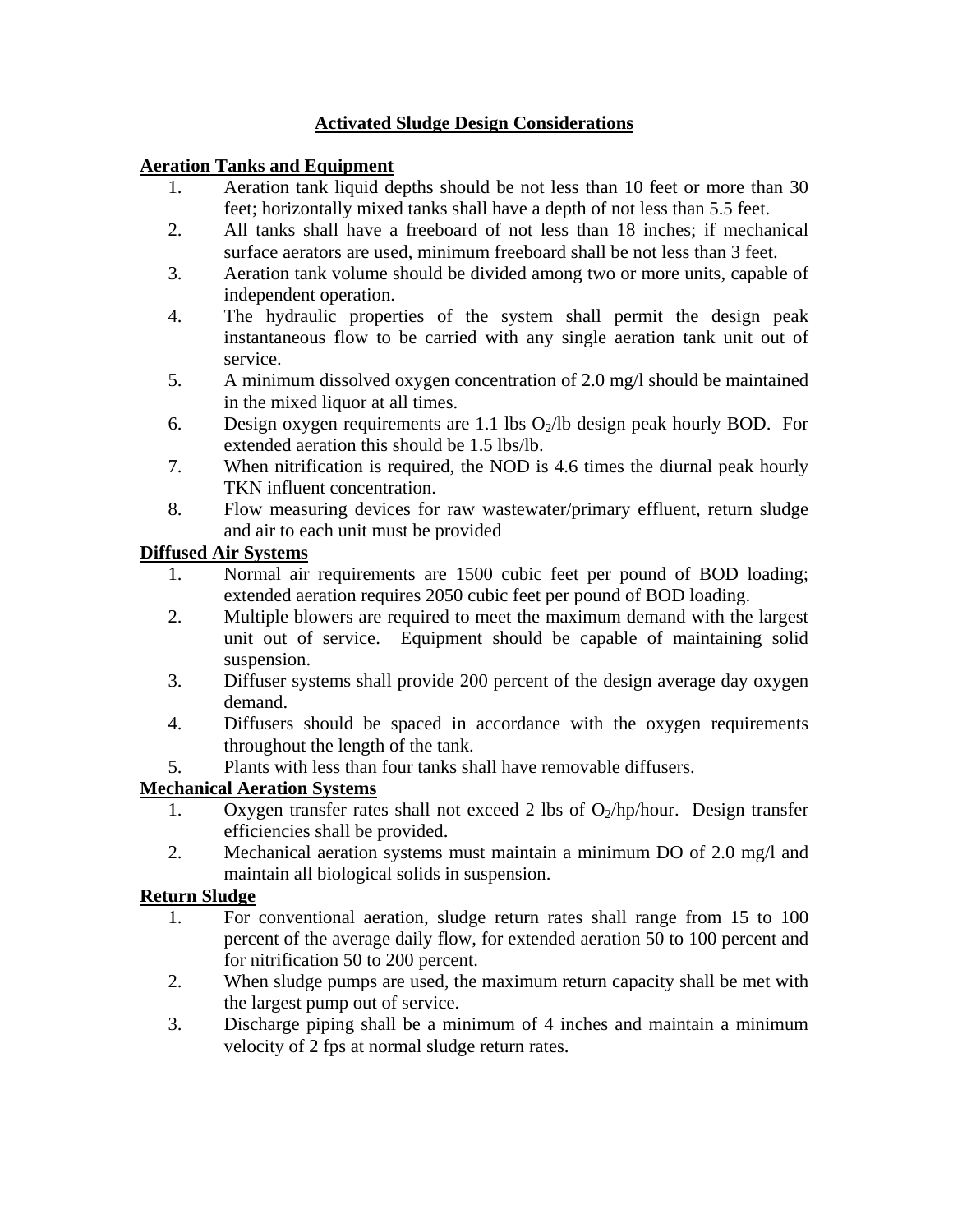# Activated Sludge Design Considerations

## Aeration Tanks and Equipment

1. Aeration tank liquid depths should be not less than 10 feet or more than 30 feet; horizontally mixed tanks shall have a depth of not less than 5.5 feet.
2. All tanks shall have a freeboard of not less than 18 inches; if mechanical surface aerators are used, minimum freeboard shall be not less than 3 feet.
3. Aeration tank volume should be divided among two or more units, capable of independent operation.
4. The hydraulic properties of the system shall permit the design peak instantaneous flow to be carried with any single aeration tank unit out of service.
5. A minimum dissolved oxygen concentration of 2.0 mg/l should be maintained in the mixed liquor at all times.
6. Design oxygen requirements are 1.1 lbs $O_2$/lb design peak hourly BOD. For extended aeration this should be 1.5 lbs/lb.
7. When nitrification is required, the NOD is 4.6 times the diurnal peak hourly TKN influent concentration.
8. Flow measuring devices for raw wastewater/primary effluent, return sludge and air to each unit must be provided

## Diffused Air Systems

1. Normal air requirements are 1500 cubic feet per pound of BOD loading; extended aeration requires 2050 cubic feet per pound of BOD loading.
2. Multiple blowers are required to meet the maximum demand with the largest unit out of service. Equipment should be capable of maintaining solid suspension.
3. Diffuser systems shall provide 200 percent of the design average day oxygen demand.
4. Diffusers should be spaced in accordance with the oxygen requirements throughout the length of the tank.
5. Plants with less than four tanks shall have removable diffusers.

## Mechanical Aeration Systems

1. Oxygen transfer rates shall not exceed 2 lbs of $O_2$/hp/hour. Design transfer efficiencies shall be provided.
2. Mechanical aeration systems must maintain a minimum DO of 2.0 mg/l and maintain all biological solids in suspension.

## Return Sludge

1. For conventional aeration, sludge return rates shall range from 15 to 100 percent of the average daily flow, for extended aeration 50 to 100 percent and for nitrification 50 to 200 percent.
2. When sludge pumps are used, the maximum return capacity shall be met with the largest pump out of service.
3. Discharge piping shall be a minimum of 4 inches and maintain a minimum velocity of 2 fps at normal sludge return rates.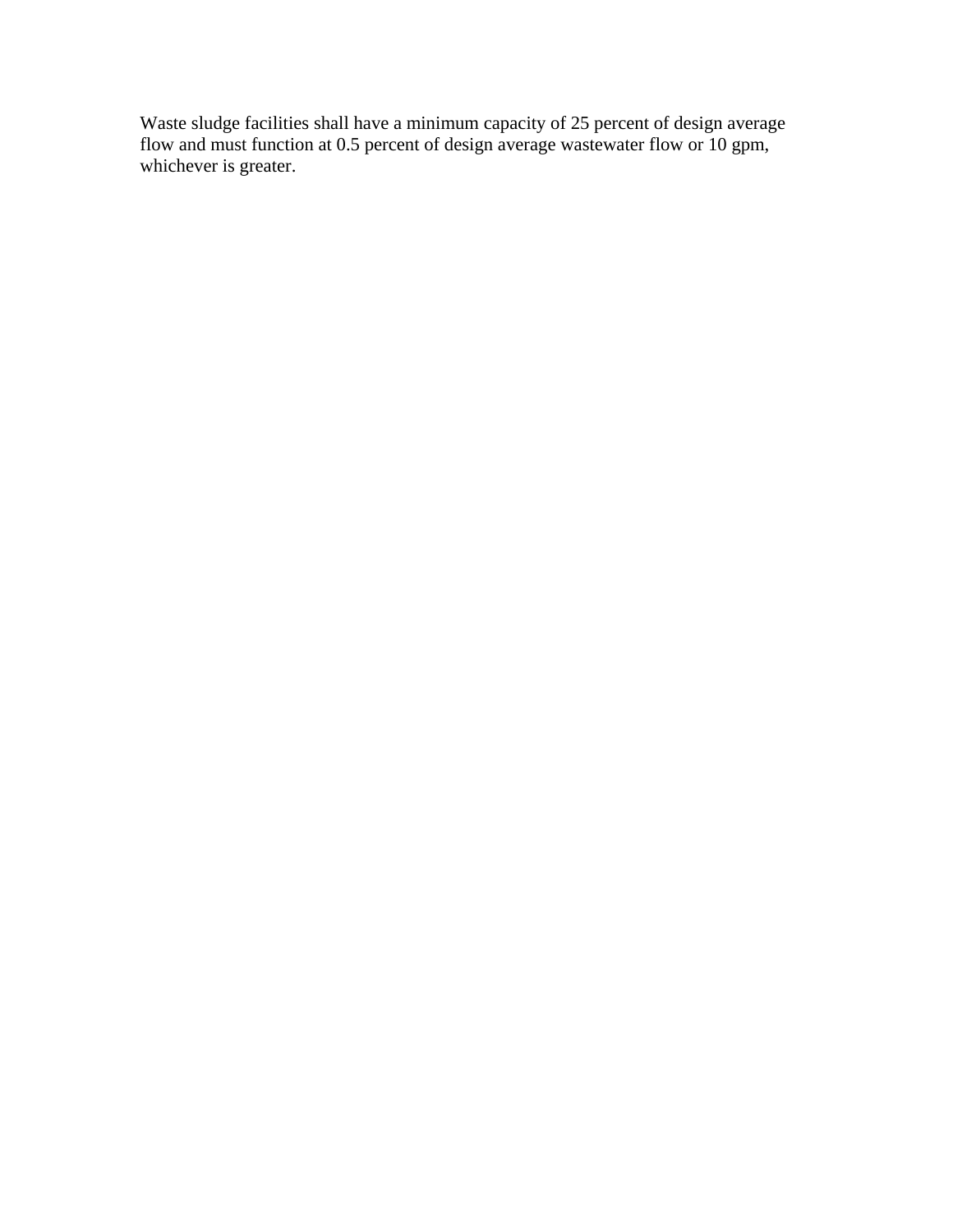Waste sludge facilities shall have a minimum capacity of 25 percent of design average flow and must function at 0.5 percent of design average wastewater flow or 10 gpm, whichever is greater.